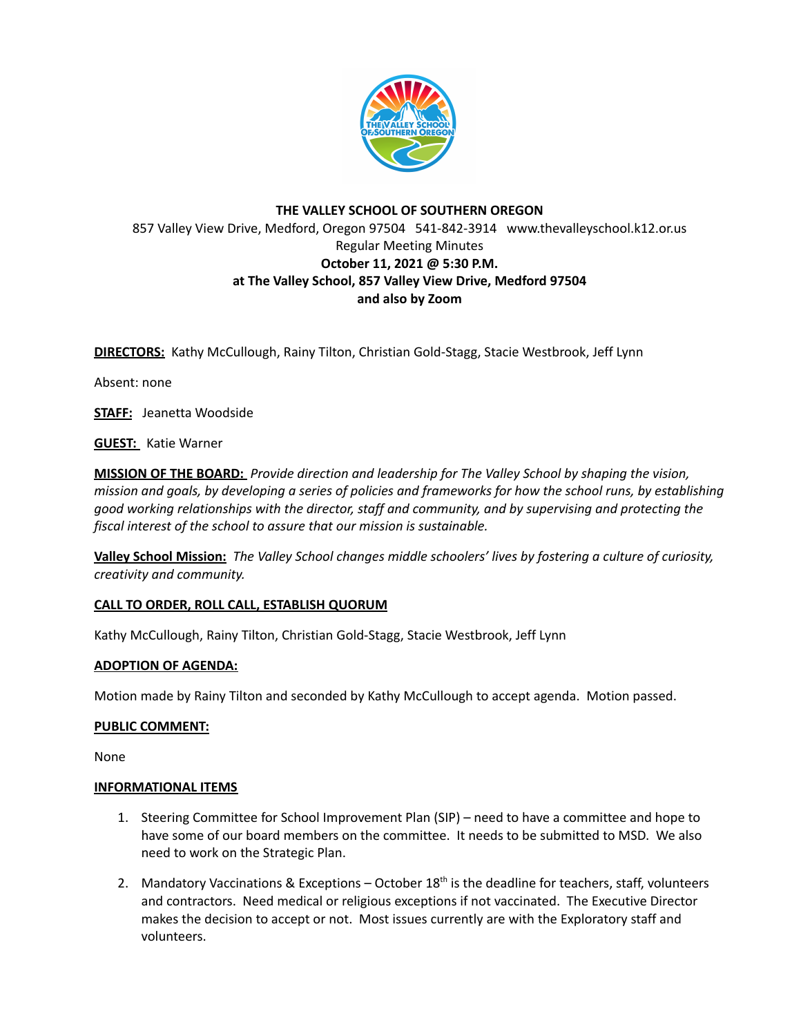**THE VALLEY SCHOOL OF SOUTHERN OREGON**
857 Valley View Drive, Medford, Oregon 97504   541-842-3914   www.thevalleyschool.k12.or.us
Regular Meeting Minutes
**October 11, 2021 @ 5:30 P.M.**
**at The Valley School, 857 Valley View Drive, Medford 97504**
**and also by Zoom**

**DIRECTORS:** Kathy McCullough, Rainy Tilton, Christian Gold-Stagg, Stacie Westbrook, Jeff Lynn

Absent: none

**STAFF:** Jeanetta Woodside

**GUEST:** Katie Warner

**MISSION OF THE BOARD:** *Provide direction and leadership for The Valley School by shaping the vision, mission and goals, by developing a series of policies and frameworks for how the school runs, by establishing good working relationships with the director, staff and community, and by supervising and protecting the fiscal interest of the school to assure that our mission is sustainable.*

**Valley School Mission:** *The Valley School changes middle schoolers' lives by fostering a culture of curiosity, creativity and community.*

**CALL TO ORDER, ROLL CALL, ESTABLISH QUORUM**

Kathy McCullough, Rainy Tilton, Christian Gold-Stagg, Stacie Westbrook, Jeff Lynn

**ADOPTION OF AGENDA:**

Motion made by Rainy Tilton and seconded by Kathy McCullough to accept agenda. Motion passed.

**PUBLIC COMMENT:**

None

**INFORMATIONAL ITEMS**

1. Steering Committee for School Improvement Plan (SIP) – need to have a committee and hope to have some of our board members on the committee. It needs to be submitted to MSD. We also need to work on the Strategic Plan.
2. Mandatory Vaccinations & Exceptions – October 18th is the deadline for teachers, staff, volunteers and contractors. Need medical or religious exceptions if not vaccinated. The Executive Director makes the decision to accept or not. Most issues currently are with the Exploratory staff and volunteers.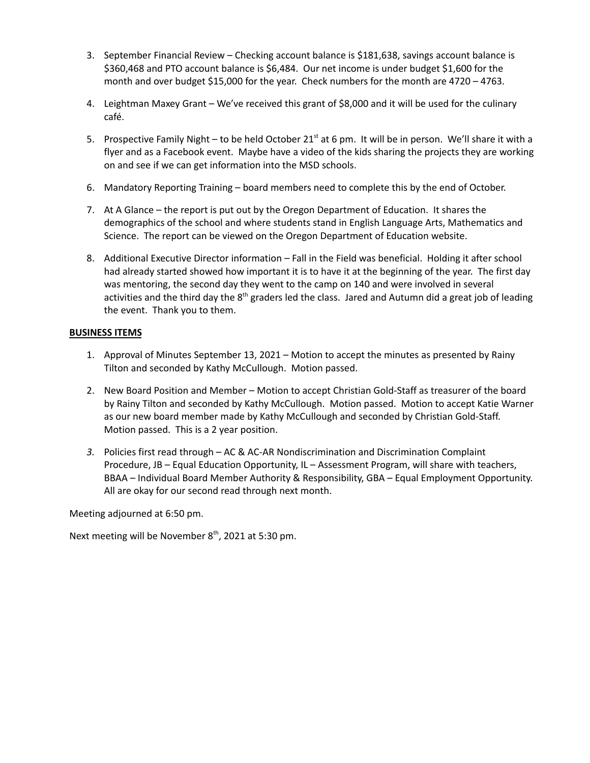3. September Financial Review – Checking account balance is $181,638, savings account balance is $360,468 and PTO account balance is $6,484. Our net income is under budget $1,600 for the month and over budget $15,000 for the year. Check numbers for the month are 4720 – 4763.

4. Leightman Maxey Grant – We've received this grant of $8,000 and it will be used for the culinary café.

5. Prospective Family Night – to be held October 21st at 6 pm. It will be in person. We'll share it with a flyer and as a Facebook event. Maybe have a video of the kids sharing the projects they are working on and see if we can get information into the MSD schools.

6. Mandatory Reporting Training – board members need to complete this by the end of October.

7. At A Glance – the report is put out by the Oregon Department of Education. It shares the demographics of the school and where students stand in English Language Arts, Mathematics and Science. The report can be viewed on the Oregon Department of Education website.

8. Additional Executive Director information – Fall in the Field was beneficial. Holding it after school had already started showed how important it is to have it at the beginning of the year. The first day was mentoring, the second day they went to the camp on 140 and were involved in several activities and the third day the 8th graders led the class. Jared and Autumn did a great job of leading the event. Thank you to them.

**BUSINESS ITEMS**

1. Approval of Minutes September 13, 2021 – Motion to accept the minutes as presented by Rainy Tilton and seconded by Kathy McCullough. Motion passed.

2. New Board Position and Member – Motion to accept Christian Gold-Staff as treasurer of the board by Rainy Tilton and seconded by Kathy McCullough. Motion passed. Motion to accept Katie Warner as our new board member made by Kathy McCullough and seconded by Christian Gold-Staff. Motion passed. This is a 2 year position.

3. Policies first read through – AC & AC-AR Nondiscrimination and Discrimination Complaint Procedure, JB – Equal Education Opportunity, IL – Assessment Program, will share with teachers, BBAA – Individual Board Member Authority & Responsibility, GBA – Equal Employment Opportunity. All are okay for our second read through next month.

Meeting adjourned at 6:50 pm.

Next meeting will be November 8th, 2021 at 5:30 pm.